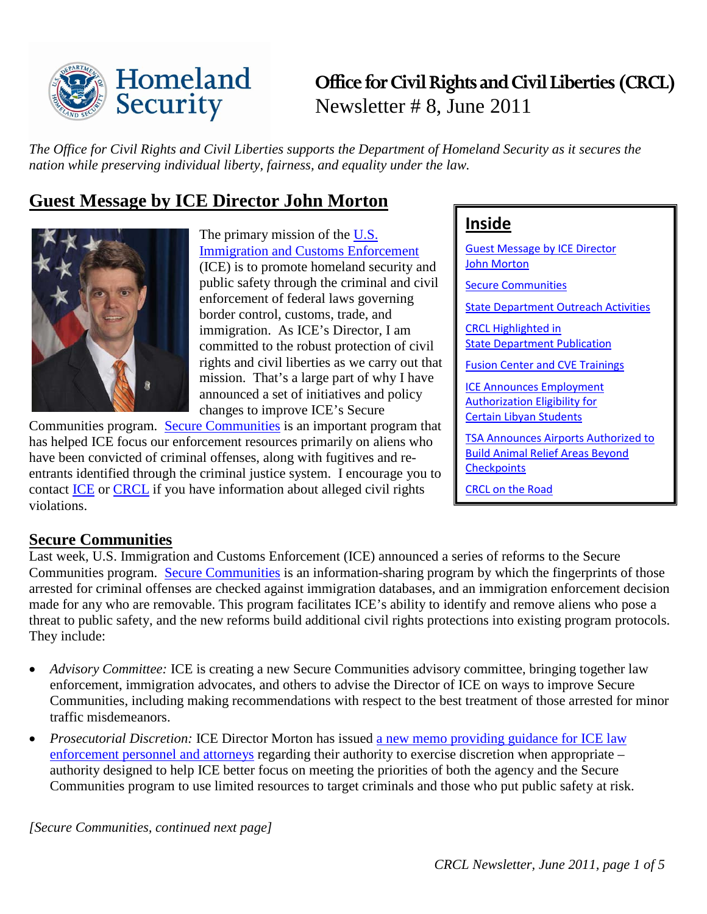Homeland Security

# Office for Civil Rights and Civil Liberties (CRCL)

Newsletter # 8, June 2011

*The Office for Civil Rights and Civil Liberties supports the Department of Homeland Security as it secures the nation while preserving individual liberty, fairness, and equality under the law.*

## Guest Message by ICE Director John Morton

The primary mission of the U.S. Immigration and Customs Enforcement (ICE) is to promote homeland security and public safety through the criminal and civil enforcement of federal laws governing border control, customs, trade, and immigration. As ICE's Director, I am committed to the robust protection of civil rights and civil liberties as we carry out that mission. That's a large part of why I have announced a set of initiatives and policy changes to improve ICE's Secure Communities program. Secure Communities is an important program that has helped ICE focus our enforcement resources primarily on aliens who have been convicted of criminal offenses, along with fugitives and re-entrants identified through the criminal justice system. I encourage you to contact ICE or CRCL if you have information about alleged civil rights violations.

## Inside

- Guest Message by ICE Director John Morton
- Secure Communities
- State Department Outreach Activities
- CRCL Highlighted in State Department Publication
- Fusion Center and CVE Trainings
- ICE Announces Employment Authorization Eligibility for Certain Libyan Students
- TSA Announces Airports Authorized to Build Animal Relief Areas Beyond Checkpoints
- CRCL on the Road

## Secure Communities

Last week, U.S. Immigration and Customs Enforcement (ICE) announced a series of reforms to the Secure Communities program. Secure Communities is an information-sharing program by which the fingerprints of those arrested for criminal offenses are checked against immigration databases, and an immigration enforcement decision made for any who are removable. This program facilitates ICE's ability to identify and remove aliens who pose a threat to public safety, and the new reforms build additional civil rights protections into existing program protocols. They include:

- *Advisory Committee:* ICE is creating a new Secure Communities advisory committee, bringing together law enforcement, immigration advocates, and others to advise the Director of ICE on ways to improve Secure Communities, including making recommendations with respect to the best treatment of those arrested for minor traffic misdemeanors.
- *Prosecutorial Discretion:* ICE Director Morton has issued a new memo providing guidance for ICE law enforcement personnel and attorneys regarding their authority to exercise discretion when appropriate – authority designed to help ICE better focus on meeting the priorities of both the agency and the Secure Communities program to use limited resources to target criminals and those who put public safety at risk.

*[Secure Communities, continued next page]*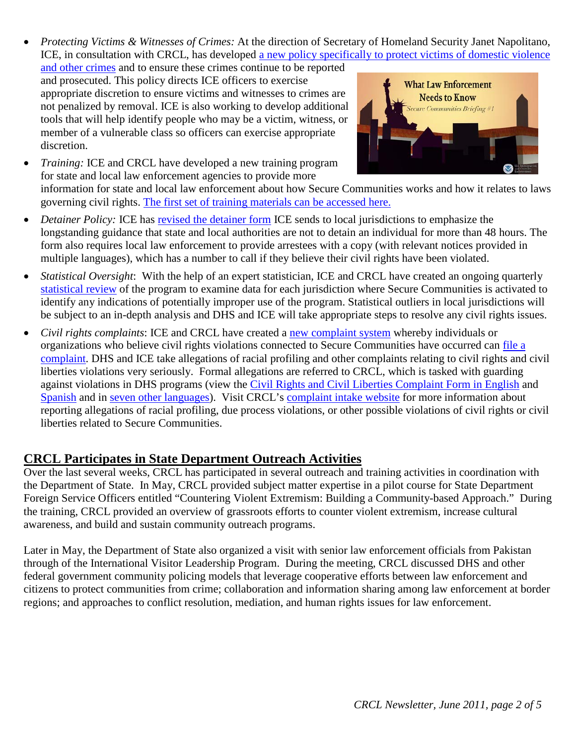- *Protecting Victims & Witnesses of Crimes:* At the direction of Secretary of Homeland Security Janet Napolitano, ICE, in consultation with CRCL, has developed a new policy specifically to protect victims of domestic violence and other crimes and to ensure these crimes continue to be reported and prosecuted. This policy directs ICE officers to exercise appropriate discretion to ensure victims and witnesses to crimes are not penalized by removal. ICE is also working to develop additional tools that will help identify people who may be a victim, witness, or member of a vulnerable class so officers can exercise appropriate discretion.
- *Training:* ICE and CRCL have developed a new training program for state and local law enforcement agencies to provide more information for state and local law enforcement about how Secure Communities works and how it relates to laws governing civil rights. The first set of training materials can be accessed here.
- *Detainer Policy:* ICE has revised the detainer form ICE sends to local jurisdictions to emphasize the longstanding guidance that state and local authorities are not to detain an individual for more than 48 hours. The form also requires local law enforcement to provide arrestees with a copy (with relevant notices provided in multiple languages), which has a number to call if they believe their civil rights have been violated.
- *Statistical Oversight*: With the help of an expert statistician, ICE and CRCL have created an ongoing quarterly statistical review of the program to examine data for each jurisdiction where Secure Communities is activated to identify any indications of potentially improper use of the program. Statistical outliers in local jurisdictions will be subject to an in-depth analysis and DHS and ICE will take appropriate steps to resolve any civil rights issues.
- *Civil rights complaints*: ICE and CRCL have created a new complaint system whereby individuals or organizations who believe civil rights violations connected to Secure Communities have occurred can file a complaint. DHS and ICE take allegations of racial profiling and other complaints relating to civil rights and civil liberties violations very seriously. Formal allegations are referred to CRCL, which is tasked with guarding against violations in DHS programs (view the Civil Rights and Civil Liberties Complaint Form in English and Spanish and in seven other languages). Visit CRCL's complaint intake website for more information about reporting allegations of racial profiling, due process violations, or other possible violations of civil rights or civil liberties related to Secure Communities.

## CRCL Participates in State Department Outreach Activities

Over the last several weeks, CRCL has participated in several outreach and training activities in coordination with the Department of State. In May, CRCL provided subject matter expertise in a pilot course for State Department Foreign Service Officers entitled "Countering Violent Extremism: Building a Community-based Approach." During the training, CRCL provided an overview of grassroots efforts to counter violent extremism, increase cultural awareness, and build and sustain community outreach programs.

Later in May, the Department of State also organized a visit with senior law enforcement officials from Pakistan through of the International Visitor Leadership Program. During the meeting, CRCL discussed DHS and other federal government community policing models that leverage cooperative efforts between law enforcement and citizens to protect communities from crime; collaboration and information sharing among law enforcement at border regions; and approaches to conflict resolution, mediation, and human rights issues for law enforcement.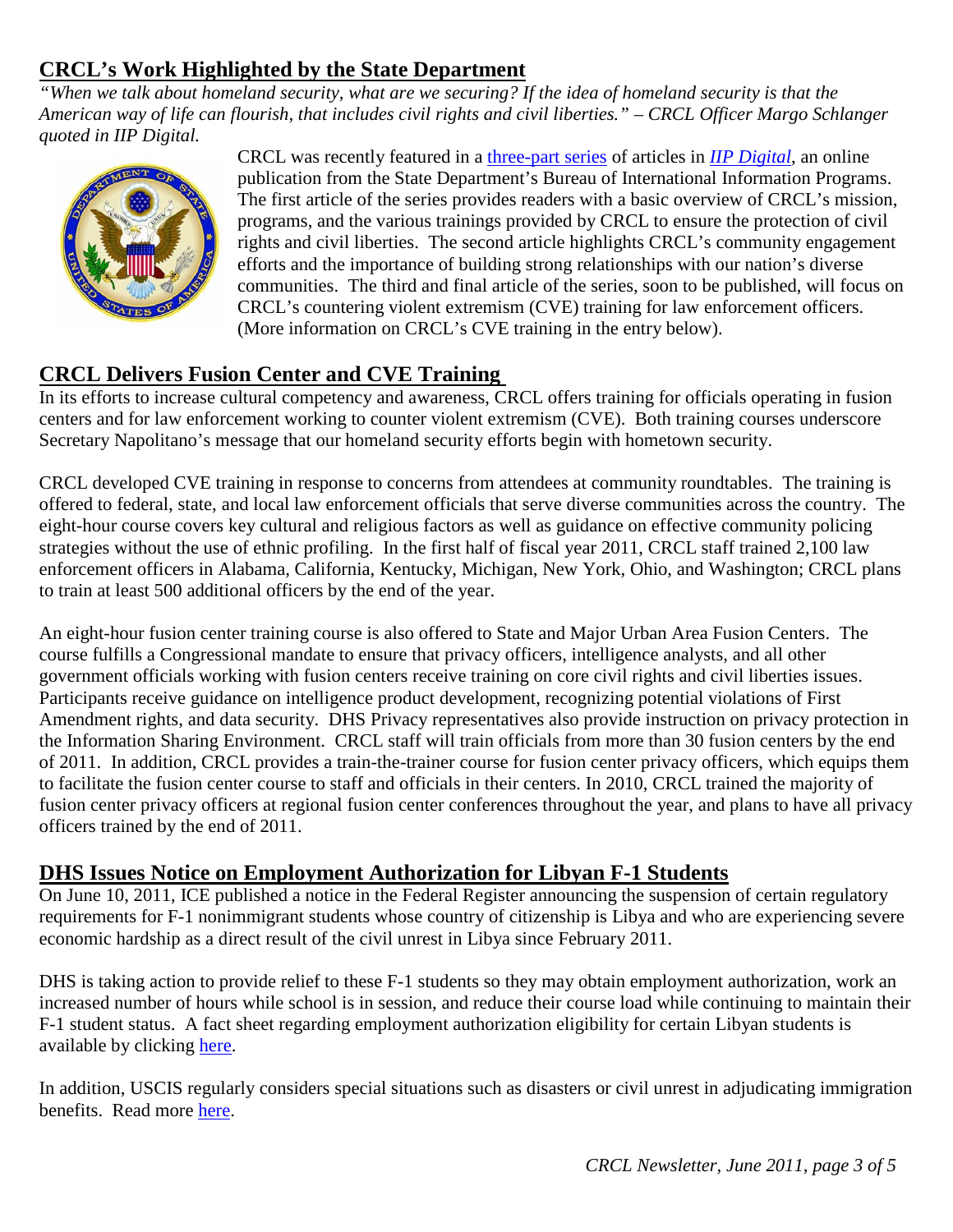## CRCL's Work Highlighted by the State Department

*"When we talk about homeland security, what are we securing? If the idea of homeland security is that the American way of life can flourish, that includes civil rights and civil liberties." – CRCL Officer Margo Schlanger quoted in IIP Digital.*

CRCL was recently featured in a three-part series of articles in *IIP Digital*, an online publication from the State Department's Bureau of International Information Programs. The first article of the series provides readers with a basic overview of CRCL's mission, programs, and the various trainings provided by CRCL to ensure the protection of civil rights and civil liberties. The second article highlights CRCL's community engagement efforts and the importance of building strong relationships with our nation's diverse communities. The third and final article of the series, soon to be published, will focus on CRCL's countering violent extremism (CVE) training for law enforcement officers. (More information on CRCL's CVE training in the entry below).

## CRCL Delivers Fusion Center and CVE Training

In its efforts to increase cultural competency and awareness, CRCL offers training for officials operating in fusion centers and for law enforcement working to counter violent extremism (CVE). Both training courses underscore Secretary Napolitano's message that our homeland security efforts begin with hometown security.

CRCL developed CVE training in response to concerns from attendees at community roundtables. The training is offered to federal, state, and local law enforcement officials that serve diverse communities across the country. The eight-hour course covers key cultural and religious factors as well as guidance on effective community policing strategies without the use of ethnic profiling. In the first half of fiscal year 2011, CRCL staff trained 2,100 law enforcement officers in Alabama, California, Kentucky, Michigan, New York, Ohio, and Washington; CRCL plans to train at least 500 additional officers by the end of the year.

An eight-hour fusion center training course is also offered to State and Major Urban Area Fusion Centers. The course fulfills a Congressional mandate to ensure that privacy officers, intelligence analysts, and all other government officials working with fusion centers receive training on core civil rights and civil liberties issues. Participants receive guidance on intelligence product development, recognizing potential violations of First Amendment rights, and data security. DHS Privacy representatives also provide instruction on privacy protection in the Information Sharing Environment. CRCL staff will train officials from more than 30 fusion centers by the end of 2011. In addition, CRCL provides a train-the-trainer course for fusion center privacy officers, which equips them to facilitate the fusion center course to staff and officials in their centers. In 2010, CRCL trained the majority of fusion center privacy officers at regional fusion center conferences throughout the year, and plans to have all privacy officers trained by the end of 2011.

## DHS Issues Notice on Employment Authorization for Libyan F-1 Students

On June 10, 2011, ICE published a notice in the Federal Register announcing the suspension of certain regulatory requirements for F-1 nonimmigrant students whose country of citizenship is Libya and who are experiencing severe economic hardship as a direct result of the civil unrest in Libya since February 2011.

DHS is taking action to provide relief to these F-1 students so they may obtain employment authorization, work an increased number of hours while school is in session, and reduce their course load while continuing to maintain their F-1 student status. A fact sheet regarding employment authorization eligibility for certain Libyan students is available by clicking here.

In addition, USCIS regularly considers special situations such as disasters or civil unrest in adjudicating immigration benefits. Read more here.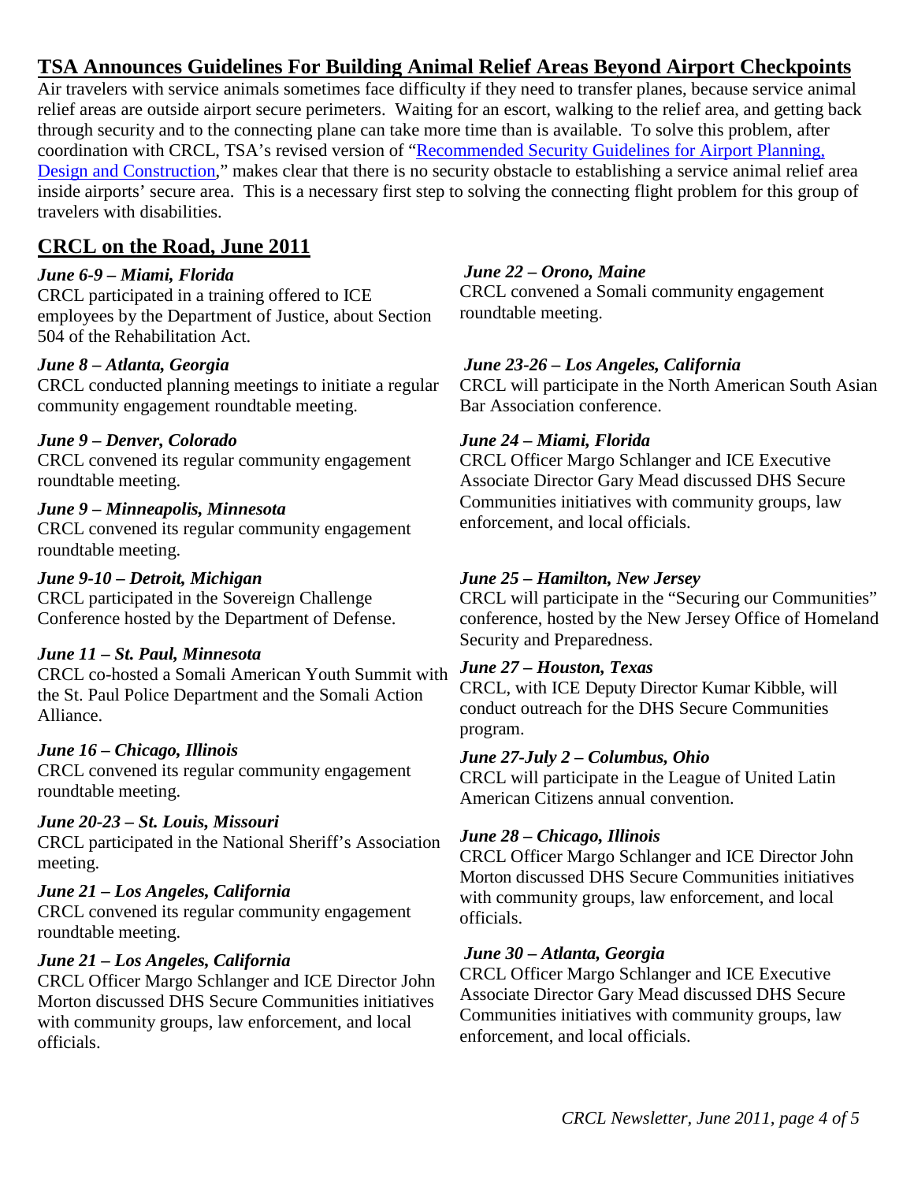## TSA Announces Guidelines For Building Animal Relief Areas Beyond Airport Checkpoints

Air travelers with service animals sometimes face difficulty if they need to transfer planes, because service animal relief areas are outside airport secure perimeters. Waiting for an escort, walking to the relief area, and getting back through security and to the connecting plane can take more time than is available. To solve this problem, after coordination with CRCL, TSA's revised version of "[Recommended Security Guidelines for Airport Planning, Design and Construction](#)," makes clear that there is no security obstacle to establishing a service animal relief area inside airports' secure area. This is a necessary first step to solving the connecting flight problem for this group of travelers with disabilities.

## CRCL on the Road, June 2011

***June 6-9 – Miami, Florida***
CRCL participated in a training offered to ICE employees by the Department of Justice, about Section 504 of the Rehabilitation Act.

***June 8 – Atlanta, Georgia***
CRCL conducted planning meetings to initiate a regular community engagement roundtable meeting.

***June 9 – Denver, Colorado***
CRCL convened its regular community engagement roundtable meeting.

***June 9 – Minneapolis, Minnesota***
CRCL convened its regular community engagement roundtable meeting.

***June 9-10 – Detroit, Michigan***
CRCL participated in the Sovereign Challenge Conference hosted by the Department of Defense.

***June 11 – St. Paul, Minnesota***
CRCL co-hosted a Somali American Youth Summit with the St. Paul Police Department and the Somali Action Alliance.

***June 16 – Chicago, Illinois***
CRCL convened its regular community engagement roundtable meeting.

***June 20-23 – St. Louis, Missouri***
CRCL participated in the National Sheriff's Association meeting.

***June 21 – Los Angeles, California***
CRCL convened its regular community engagement roundtable meeting.

***June 21 – Los Angeles, California***
CRCL Officer Margo Schlanger and ICE Director John Morton discussed DHS Secure Communities initiatives with community groups, law enforcement, and local officials.

***June 22 – Orono, Maine***
CRCL convened a Somali community engagement roundtable meeting.

***June 23-26 – Los Angeles, California***
CRCL will participate in the North American South Asian Bar Association conference.

***June 24 – Miami, Florida***
CRCL Officer Margo Schlanger and ICE Executive Associate Director Gary Mead discussed DHS Secure Communities initiatives with community groups, law enforcement, and local officials.

***June 25 – Hamilton, New Jersey***
CRCL will participate in the "Securing our Communities" conference, hosted by the New Jersey Office of Homeland Security and Preparedness.

***June 27 – Houston, Texas***
CRCL, with ICE Deputy Director Kumar Kibble, will conduct outreach for the DHS Secure Communities program.

***June 27-July 2 – Columbus, Ohio***
CRCL will participate in the League of United Latin American Citizens annual convention.

***June 28 – Chicago, Illinois***
CRCL Officer Margo Schlanger and ICE Director John Morton discussed DHS Secure Communities initiatives with community groups, law enforcement, and local officials.

***June 30 – Atlanta, Georgia***
CRCL Officer Margo Schlanger and ICE Executive Associate Director Gary Mead discussed DHS Secure Communities initiatives with community groups, law enforcement, and local officials.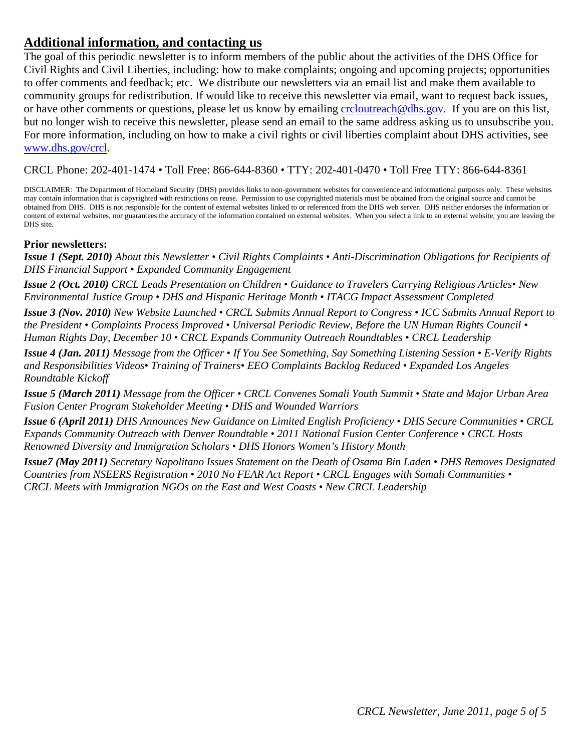## Additional information, and contacting us

The goal of this periodic newsletter is to inform members of the public about the activities of the DHS Office for Civil Rights and Civil Liberties, including: how to make complaints; ongoing and upcoming projects; opportunities to offer comments and feedback; etc. We distribute our newsletters via an email list and make them available to community groups for redistribution. If would like to receive this newsletter via email, want to request back issues, or have other comments or questions, please let us know by emailing crcloutreach@dhs.gov. If you are on this list, but no longer wish to receive this newsletter, please send an email to the same address asking us to unsubscribe you. For more information, including on how to make a civil rights or civil liberties complaint about DHS activities, see www.dhs.gov/crcl.

CRCL Phone: 202-401-1474 • Toll Free: 866-644-8360 • TTY: 202-401-0470 • Toll Free TTY: 866-644-8361

DISCLAIMER: The Department of Homeland Security (DHS) provides links to non-government websites for convenience and informational purposes only. These websites may contain information that is copyrighted with restrictions on reuse. Permission to use copyrighted materials must be obtained from the original source and cannot be obtained from DHS. DHS is not responsible for the content of external websites linked to or referenced from the DHS web server. DHS neither endorses the information or content of external websites, nor guarantees the accuracy of the information contained on external websites. When you select a link to an external website, you are leaving the DHS site.

**Prior newsletters:**

***Issue 1 (Sept. 2010)*** *About this Newsletter • Civil Rights Complaints • Anti-Discrimination Obligations for Recipients of DHS Financial Support • Expanded Community Engagement*

***Issue 2 (Oct. 2010)*** *CRCL Leads Presentation on Children • Guidance to Travelers Carrying Religious Articles• New Environmental Justice Group • DHS and Hispanic Heritage Month • ITACG Impact Assessment Completed*

***Issue 3 (Nov. 2010)*** *New Website Launched • CRCL Submits Annual Report to Congress • ICC Submits Annual Report to the President • Complaints Process Improved • Universal Periodic Review, Before the UN Human Rights Council • Human Rights Day, December 10 • CRCL Expands Community Outreach Roundtables • CRCL Leadership*

***Issue 4 (Jan. 2011)*** *Message from the Officer • If You See Something, Say Something Listening Session • E-Verify Rights and Responsibilities Videos• Training of Trainers• EEO Complaints Backlog Reduced • Expanded Los Angeles Roundtable Kickoff*

***Issue 5 (March 2011)*** *Message from the Officer • CRCL Convenes Somali Youth Summit • State and Major Urban Area Fusion Center Program Stakeholder Meeting • DHS and Wounded Warriors*

***Issue 6 (April 2011)*** *DHS Announces New Guidance on Limited English Proficiency • DHS Secure Communities • CRCL Expands Community Outreach with Denver Roundtable • 2011 National Fusion Center Conference • CRCL Hosts Renowned Diversity and Immigration Scholars • DHS Honors Women's History Month*

***Issue7 (May 2011)*** *Secretary Napolitano Issues Statement on the Death of Osama Bin Laden • DHS Removes Designated Countries from NSEERS Registration • 2010 No FEAR Act Report • CRCL Engages with Somali Communities • CRCL Meets with Immigration NGOs on the East and West Coasts • New CRCL Leadership*